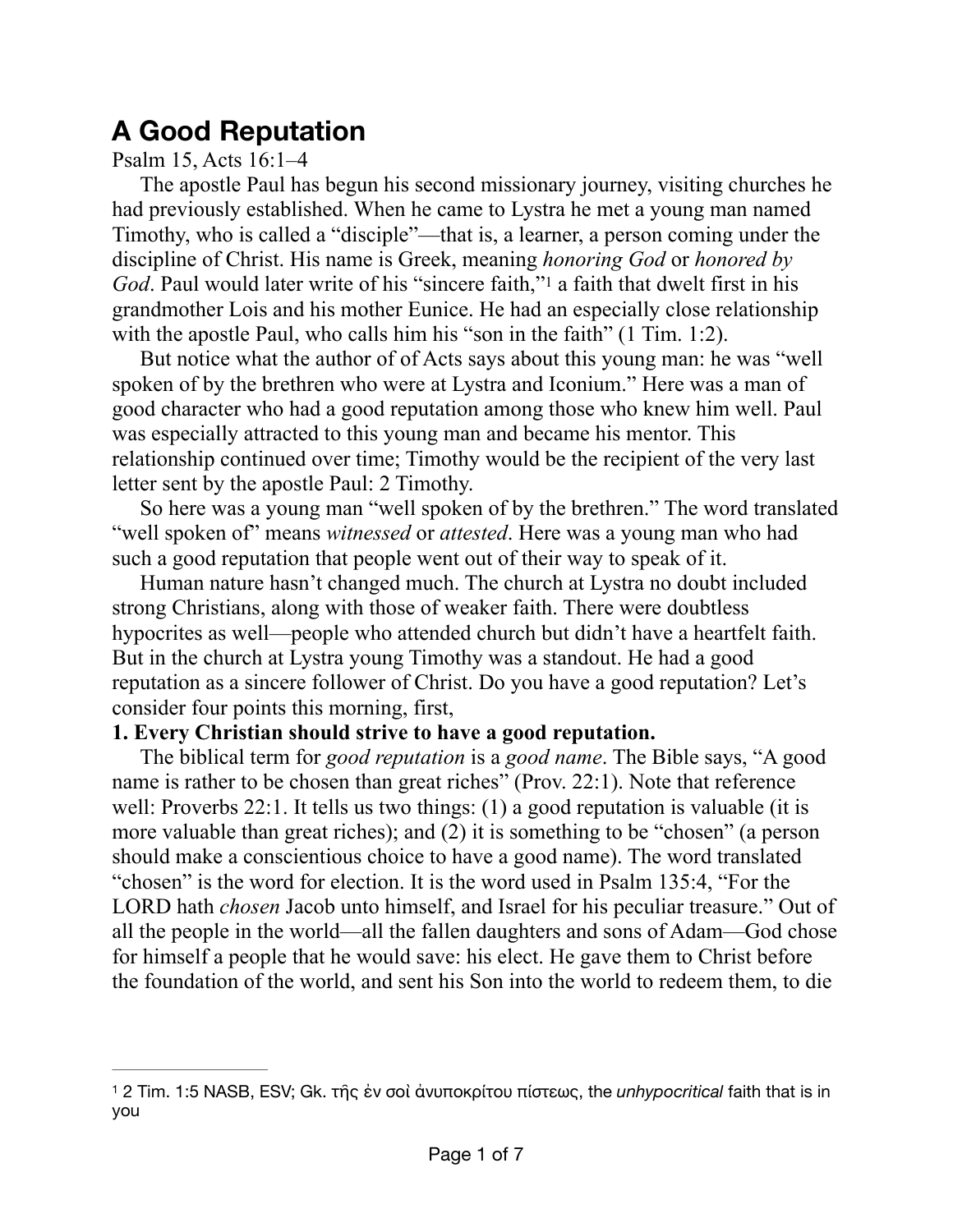# A Good Reputation

Psalm 15, Acts 16:1–4

The apostle Paul has begun his second missionary journey, visiting churches he had previously established. When he came to Lystra he met a young man named Timothy, who is called a "disciple"—that is, a learner, a person coming under the discipline of Christ. His name is Greek, meaning *honoring God* or *honored by God*. Paul would later write of his "sincere faith,"[1] a faith that dwelt first in his grandmother Lois and his mother Eunice. He had an especially close relationship with the apostle Paul, who calls him his "son in the faith" (1 Tim. 1:2).

But notice what the author of of Acts says about this young man: he was "well spoken of by the brethren who were at Lystra and Iconium." Here was a man of good character who had a good reputation among those who knew him well. Paul was especially attracted to this young man and became his mentor. This relationship continued over time; Timothy would be the recipient of the very last letter sent by the apostle Paul: 2 Timothy.

So here was a young man "well spoken of by the brethren." The word translated "well spoken of" means *witnessed* or *attested*. Here was a young man who had such a good reputation that people went out of their way to speak of it.

Human nature hasn't changed much. The church at Lystra no doubt included strong Christians, along with those of weaker faith. There were doubtless hypocrites as well—people who attended church but didn't have a heartfelt faith. But in the church at Lystra young Timothy was a standout. He had a good reputation as a sincere follower of Christ. Do you have a good reputation? Let's consider four points this morning, first,

**1. Every Christian should strive to have a good reputation.**

The biblical term for *good reputation* is a *good name*. The Bible says, "A good name is rather to be chosen than great riches" (Prov. 22:1). Note that reference well: Proverbs 22:1. It tells us two things: (1) a good reputation is valuable (it is more valuable than great riches); and (2) it is something to be "chosen" (a person should make a conscientious choice to have a good name). The word translated "chosen" is the word for election. It is the word used in Psalm 135:4, "For the LORD hath *chosen* Jacob unto himself, and Israel for his peculiar treasure." Out of all the people in the world—all the fallen daughters and sons of Adam—God chose for himself a people that he would save: his elect. He gave them to Christ before the foundation of the world, and sent his Son into the world to redeem them, to die

---

[1] 2 Tim. 1:5 NASB, ESV; Gk. τῆς ἐν σοὶ ἀνυποκρίτου πίστεως, the *unhypocritical* faith that is in you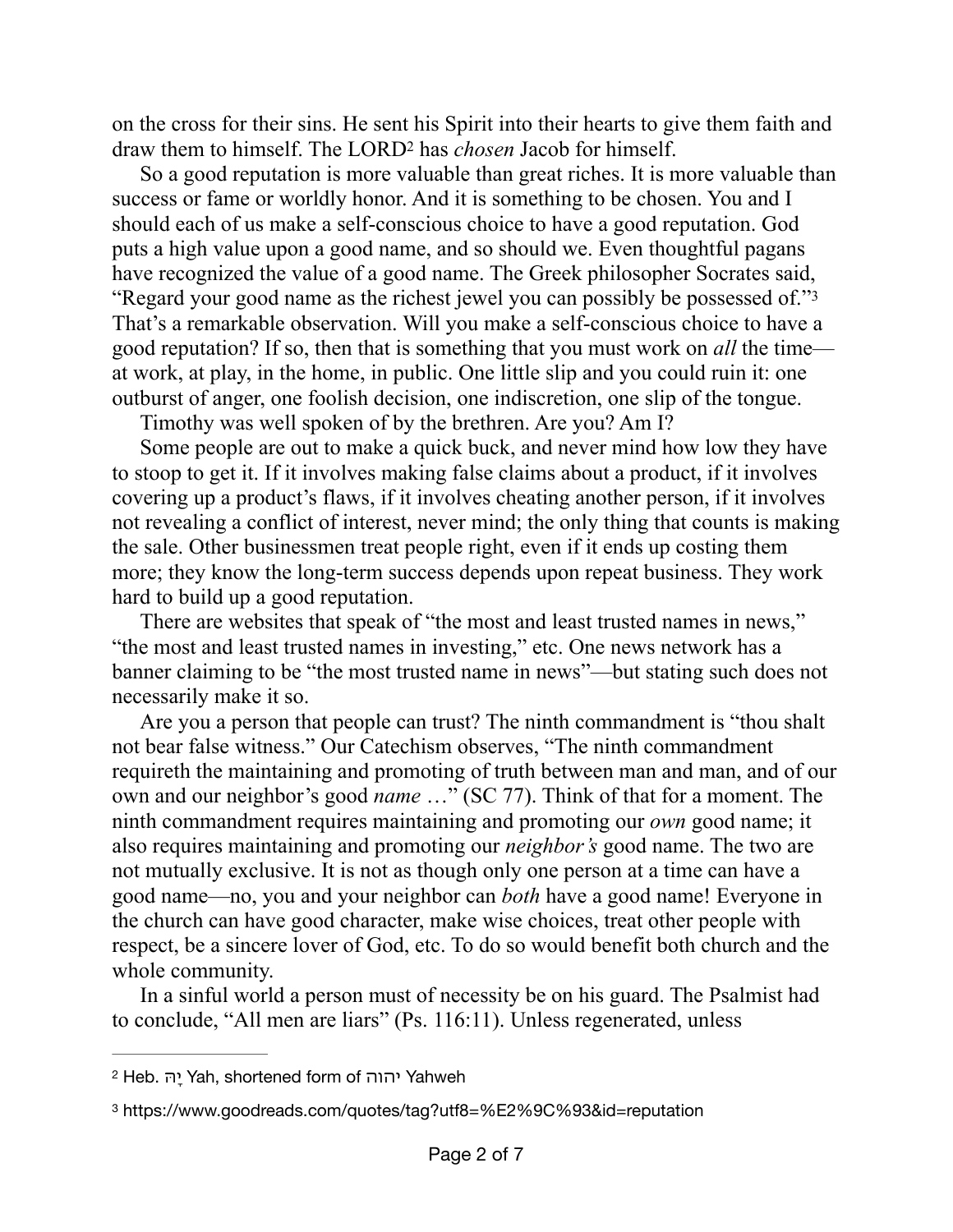on the cross for their sins. He sent his Spirit into their hearts to give them faith and draw them to himself. The LORD[2] has *chosen* Jacob for himself.

So a good reputation is more valuable than great riches. It is more valuable than success or fame or worldly honor. And it is something to be chosen. You and I should each of us make a self-conscious choice to have a good reputation. God puts a high value upon a good name, and so should we. Even thoughtful pagans have recognized the value of a good name. The Greek philosopher Socrates said, "Regard your good name as the richest jewel you can possibly be possessed of."[3] That's a remarkable observation. Will you make a self-conscious choice to have a good reputation? If so, then that is something that you must work on *all* the time—at work, at play, in the home, in public. One little slip and you could ruin it: one outburst of anger, one foolish decision, one indiscretion, one slip of the tongue.

Timothy was well spoken of by the brethren. Are you? Am I?

Some people are out to make a quick buck, and never mind how low they have to stoop to get it. If it involves making false claims about a product, if it involves covering up a product's flaws, if it involves cheating another person, if it involves not revealing a conflict of interest, never mind; the only thing that counts is making the sale. Other businessmen treat people right, even if it ends up costing them more; they know the long-term success depends upon repeat business. They work hard to build up a good reputation.

There are websites that speak of "the most and least trusted names in news," "the most and least trusted names in investing," etc. One news network has a banner claiming to be "the most trusted name in news"—but stating such does not necessarily make it so.

Are you a person that people can trust? The ninth commandment is "thou shalt not bear false witness." Our Catechism observes, "The ninth commandment requireth the maintaining and promoting of truth between man and man, and of our own and our neighbor's good *name* …" (SC 77). Think of that for a moment. The ninth commandment requires maintaining and promoting our *own* good name; it also requires maintaining and promoting our *neighbor's* good name. The two are not mutually exclusive. It is not as though only one person at a time can have a good name—no, you and your neighbor can *both* have a good name! Everyone in the church can have good character, make wise choices, treat other people with respect, be a sincere lover of God, etc. To do so would benefit both church and the whole community.

In a sinful world a person must of necessity be on his guard. The Psalmist had to conclude, "All men are liars" (Ps. 116:11). Unless regenerated, unless

---

[2] Heb. יָהּ Yah, shortened form of יהוה Yahweh

[3] https://www.goodreads.com/quotes/tag?utf8=%E2%9C%93&id=reputation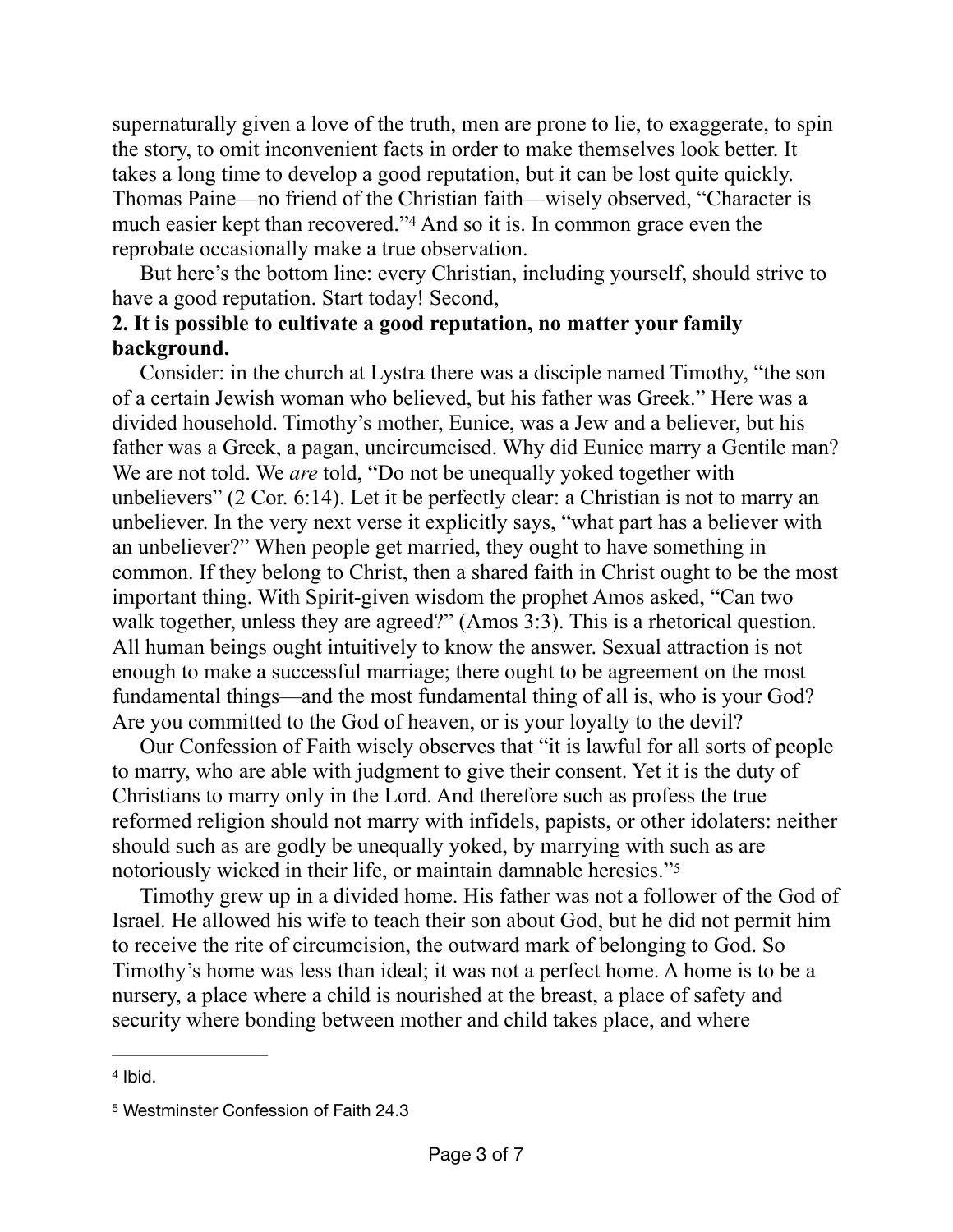supernaturally given a love of the truth, men are prone to lie, to exaggerate, to spin the story, to omit inconvenient facts in order to make themselves look better. It takes a long time to develop a good reputation, but it can be lost quite quickly. Thomas Paine—no friend of the Christian faith—wisely observed, "Character is much easier kept than recovered."[4] And so it is. In common grace even the reprobate occasionally make a true observation.

But here's the bottom line: every Christian, including yourself, should strive to have a good reputation. Start today! Second,

**2. It is possible to cultivate a good reputation, no matter your family background.**

Consider: in the church at Lystra there was a disciple named Timothy, "the son of a certain Jewish woman who believed, but his father was Greek." Here was a divided household. Timothy's mother, Eunice, was a Jew and a believer, but his father was a Greek, a pagan, uncircumcised. Why did Eunice marry a Gentile man? We are not told. We *are* told, "Do not be unequally yoked together with unbelievers" (2 Cor. 6:14). Let it be perfectly clear: a Christian is not to marry an unbeliever. In the very next verse it explicitly says, "what part has a believer with an unbeliever?" When people get married, they ought to have something in common. If they belong to Christ, then a shared faith in Christ ought to be the most important thing. With Spirit-given wisdom the prophet Amos asked, "Can two walk together, unless they are agreed?" (Amos 3:3). This is a rhetorical question. All human beings ought intuitively to know the answer. Sexual attraction is not enough to make a successful marriage; there ought to be agreement on the most fundamental things—and the most fundamental thing of all is, who is your God? Are you committed to the God of heaven, or is your loyalty to the devil?

Our Confession of Faith wisely observes that "it is lawful for all sorts of people to marry, who are able with judgment to give their consent. Yet it is the duty of Christians to marry only in the Lord. And therefore such as profess the true reformed religion should not marry with infidels, papists, or other idolaters: neither should such as are godly be unequally yoked, by marrying with such as are notoriously wicked in their life, or maintain damnable heresies."[5]

Timothy grew up in a divided home. His father was not a follower of the God of Israel. He allowed his wife to teach their son about God, but he did not permit him to receive the rite of circumcision, the outward mark of belonging to God. So Timothy's home was less than ideal; it was not a perfect home. A home is to be a nursery, a place where a child is nourished at the breast, a place of safety and security where bonding between mother and child takes place, and where

---

[4] Ibid.

[5] Westminster Confession of Faith 24.3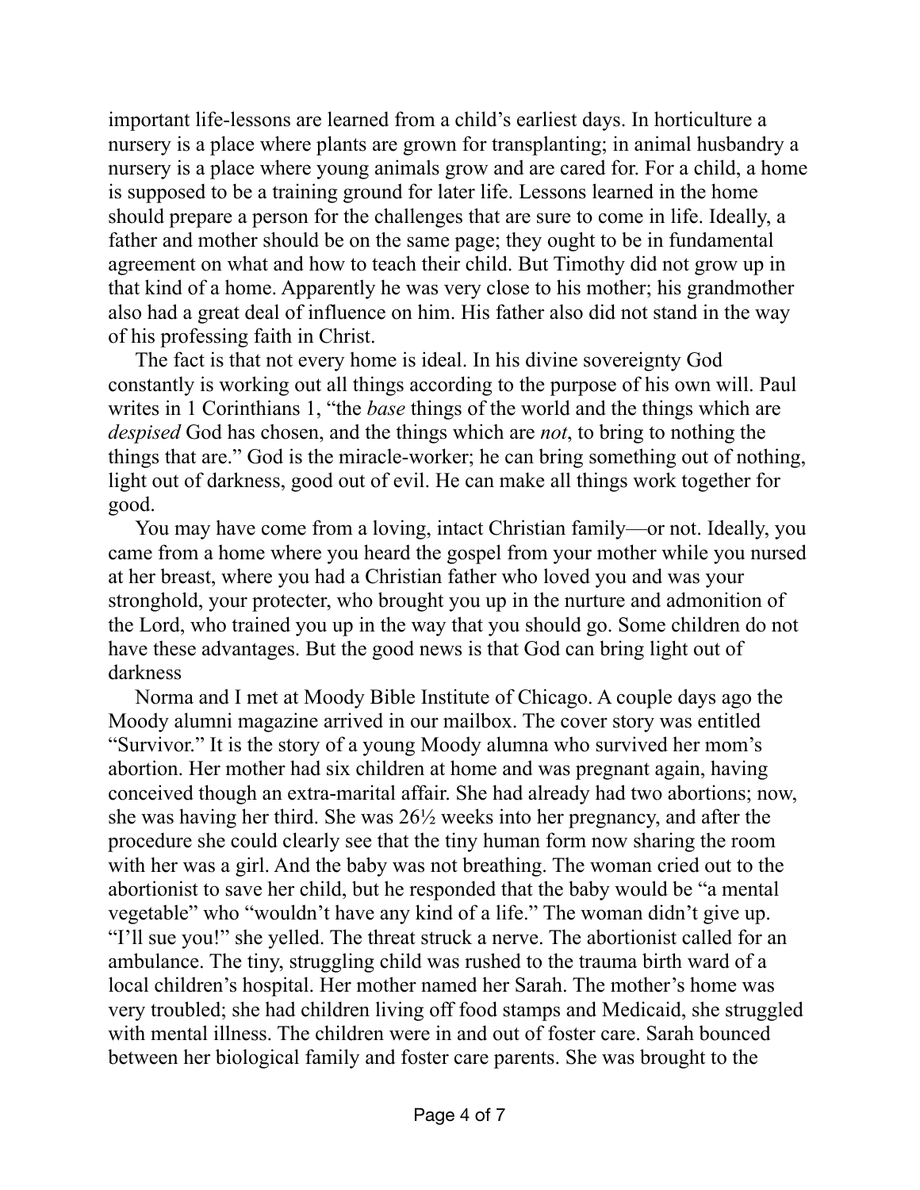important life-lessons are learned from a child's earliest days. In horticulture a nursery is a place where plants are grown for transplanting; in animal husbandry a nursery is a place where young animals grow and are cared for. For a child, a home is supposed to be a training ground for later life. Lessons learned in the home should prepare a person for the challenges that are sure to come in life. Ideally, a father and mother should be on the same page; they ought to be in fundamental agreement on what and how to teach their child. But Timothy did not grow up in that kind of a home. Apparently he was very close to his mother; his grandmother also had a great deal of influence on him. His father also did not stand in the way of his professing faith in Christ.

The fact is that not every home is ideal. In his divine sovereignty God constantly is working out all things according to the purpose of his own will. Paul writes in 1 Corinthians 1, "the *base* things of the world and the things which are *despised* God has chosen, and the things which are *not*, to bring to nothing the things that are." God is the miracle-worker; he can bring something out of nothing, light out of darkness, good out of evil. He can make all things work together for good.

You may have come from a loving, intact Christian family—or not. Ideally, you came from a home where you heard the gospel from your mother while you nursed at her breast, where you had a Christian father who loved you and was your stronghold, your protecter, who brought you up in the nurture and admonition of the Lord, who trained you up in the way that you should go. Some children do not have these advantages. But the good news is that God can bring light out of darkness

Norma and I met at Moody Bible Institute of Chicago. A couple days ago the Moody alumni magazine arrived in our mailbox. The cover story was entitled "Survivor." It is the story of a young Moody alumna who survived her mom's abortion. Her mother had six children at home and was pregnant again, having conceived though an extra-marital affair. She had already had two abortions; now, she was having her third. She was 26½ weeks into her pregnancy, and after the procedure she could clearly see that the tiny human form now sharing the room with her was a girl. And the baby was not breathing. The woman cried out to the abortionist to save her child, but he responded that the baby would be "a mental vegetable" who "wouldn't have any kind of a life." The woman didn't give up. "I'll sue you!" she yelled. The threat struck a nerve. The abortionist called for an ambulance. The tiny, struggling child was rushed to the trauma birth ward of a local children's hospital. Her mother named her Sarah. The mother's home was very troubled; she had children living off food stamps and Medicaid, she struggled with mental illness. The children were in and out of foster care. Sarah bounced between her biological family and foster care parents. She was brought to the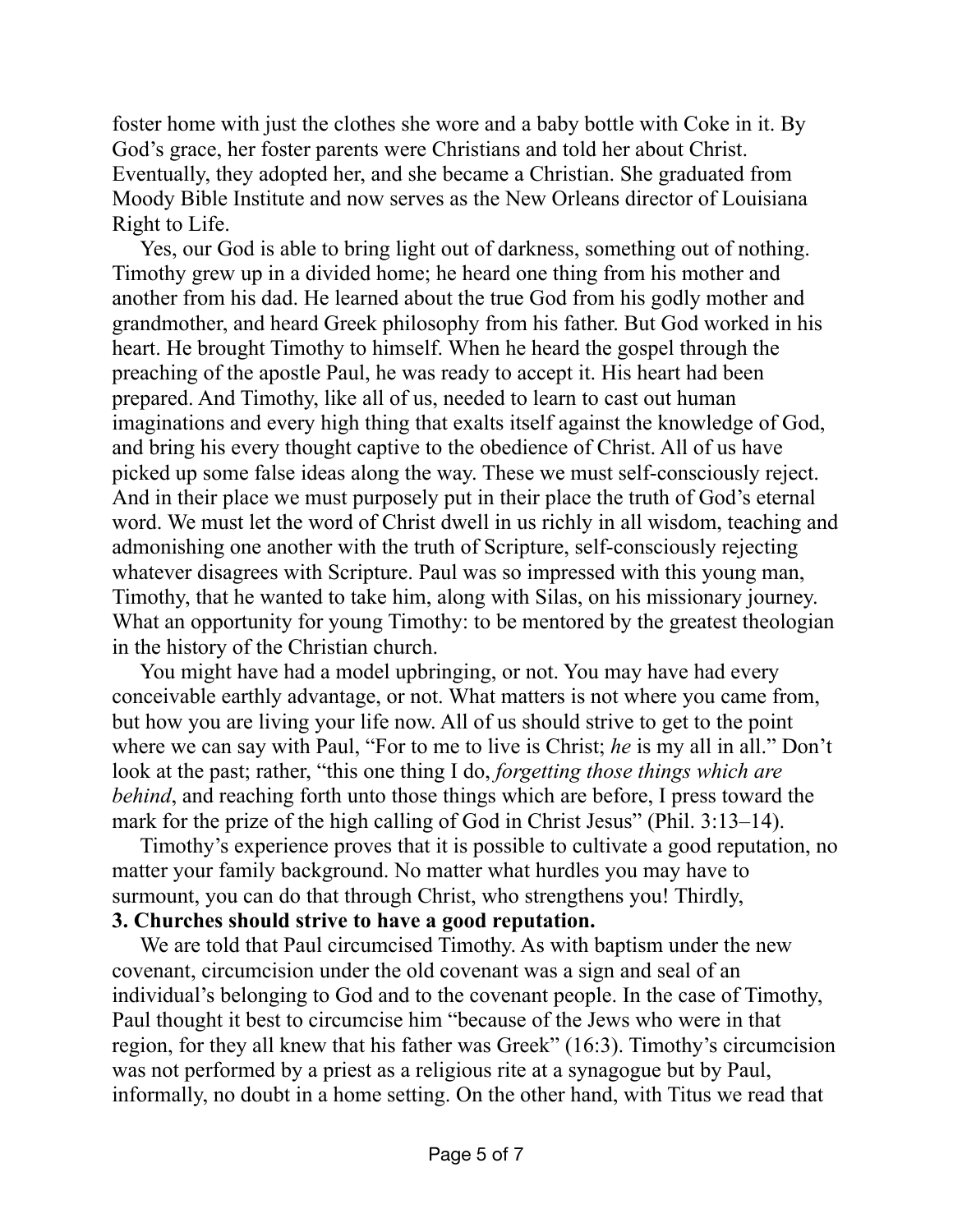foster home with just the clothes she wore and a baby bottle with Coke in it. By God's grace, her foster parents were Christians and told her about Christ. Eventually, they adopted her, and she became a Christian. She graduated from Moody Bible Institute and now serves as the New Orleans director of Louisiana Right to Life.

Yes, our God is able to bring light out of darkness, something out of nothing. Timothy grew up in a divided home; he heard one thing from his mother and another from his dad. He learned about the true God from his godly mother and grandmother, and heard Greek philosophy from his father. But God worked in his heart. He brought Timothy to himself. When he heard the gospel through the preaching of the apostle Paul, he was ready to accept it. His heart had been prepared. And Timothy, like all of us, needed to learn to cast out human imaginations and every high thing that exalts itself against the knowledge of God, and bring his every thought captive to the obedience of Christ. All of us have picked up some false ideas along the way. These we must self-consciously reject. And in their place we must purposely put in their place the truth of God's eternal word. We must let the word of Christ dwell in us richly in all wisdom, teaching and admonishing one another with the truth of Scripture, self-consciously rejecting whatever disagrees with Scripture. Paul was so impressed with this young man, Timothy, that he wanted to take him, along with Silas, on his missionary journey. What an opportunity for young Timothy: to be mentored by the greatest theologian in the history of the Christian church.

You might have had a model upbringing, or not. You may have had every conceivable earthly advantage, or not. What matters is not where you came from, but how you are living your life now. All of us should strive to get to the point where we can say with Paul, "For to me to live is Christ; *he* is my all in all." Don't look at the past; rather, "this one thing I do, *forgetting those things which are behind*, and reaching forth unto those things which are before, I press toward the mark for the prize of the high calling of God in Christ Jesus" (Phil. 3:13–14).

Timothy's experience proves that it is possible to cultivate a good reputation, no matter your family background. No matter what hurdles you may have to surmount, you can do that through Christ, who strengthens you! Thirdly,

**3. Churches should strive to have a good reputation.**

We are told that Paul circumcised Timothy. As with baptism under the new covenant, circumcision under the old covenant was a sign and seal of an individual's belonging to God and to the covenant people. In the case of Timothy, Paul thought it best to circumcise him "because of the Jews who were in that region, for they all knew that his father was Greek" (16:3). Timothy's circumcision was not performed by a priest as a religious rite at a synagogue but by Paul, informally, no doubt in a home setting. On the other hand, with Titus we read that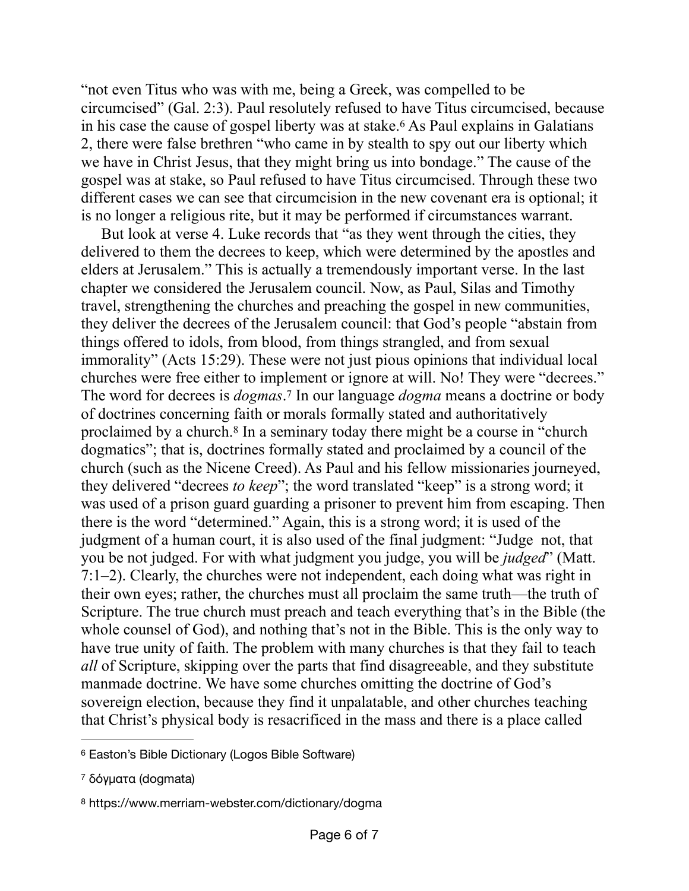"not even Titus who was with me, being a Greek, was compelled to be circumcised" (Gal. 2:3). Paul resolutely refused to have Titus circumcised, because in his case the cause of gospel liberty was at stake.[6] As Paul explains in Galatians 2, there were false brethren "who came in by stealth to spy out our liberty which we have in Christ Jesus, that they might bring us into bondage." The cause of the gospel was at stake, so Paul refused to have Titus circumcised. Through these two different cases we can see that circumcision in the new covenant era is optional; it is no longer a religious rite, but it may be performed if circumstances warrant.

But look at verse 4. Luke records that "as they went through the cities, they delivered to them the decrees to keep, which were determined by the apostles and elders at Jerusalem." This is actually a tremendously important verse. In the last chapter we considered the Jerusalem council. Now, as Paul, Silas and Timothy travel, strengthening the churches and preaching the gospel in new communities, they deliver the decrees of the Jerusalem council: that God's people "abstain from things offered to idols, from blood, from things strangled, and from sexual immorality" (Acts 15:29). These were not just pious opinions that individual local churches were free either to implement or ignore at will. No! They were "decrees." The word for decrees is *dogmas*.[7] In our language *dogma* means a doctrine or body of doctrines concerning faith or morals formally stated and authoritatively proclaimed by a church.[8] In a seminary today there might be a course in "church dogmatics"; that is, doctrines formally stated and proclaimed by a council of the church (such as the Nicene Creed). As Paul and his fellow missionaries journeyed, they delivered "decrees *to keep*"; the word translated "keep" is a strong word; it was used of a prison guard guarding a prisoner to prevent him from escaping. Then there is the word "determined." Again, this is a strong word; it is used of the judgment of a human court, it is also used of the final judgment: "Judge not, that you be not judged. For with what judgment you judge, you will be *judged*" (Matt. 7:1–2). Clearly, the churches were not independent, each doing what was right in their own eyes; rather, the churches must all proclaim the same truth—the truth of Scripture. The true church must preach and teach everything that's in the Bible (the whole counsel of God), and nothing that's not in the Bible. This is the only way to have true unity of faith. The problem with many churches is that they fail to teach *all* of Scripture, skipping over the parts that find disagreeable, and they substitute manmade doctrine. We have some churches omitting the doctrine of God's sovereign election, because they find it unpalatable, and other churches teaching that Christ's physical body is resacrificed in the mass and there is a place called

---

[6] Easton's Bible Dictionary (Logos Bible Software)

[7] δόγματα (dogmata)

[8] https://www.merriam-webster.com/dictionary/dogma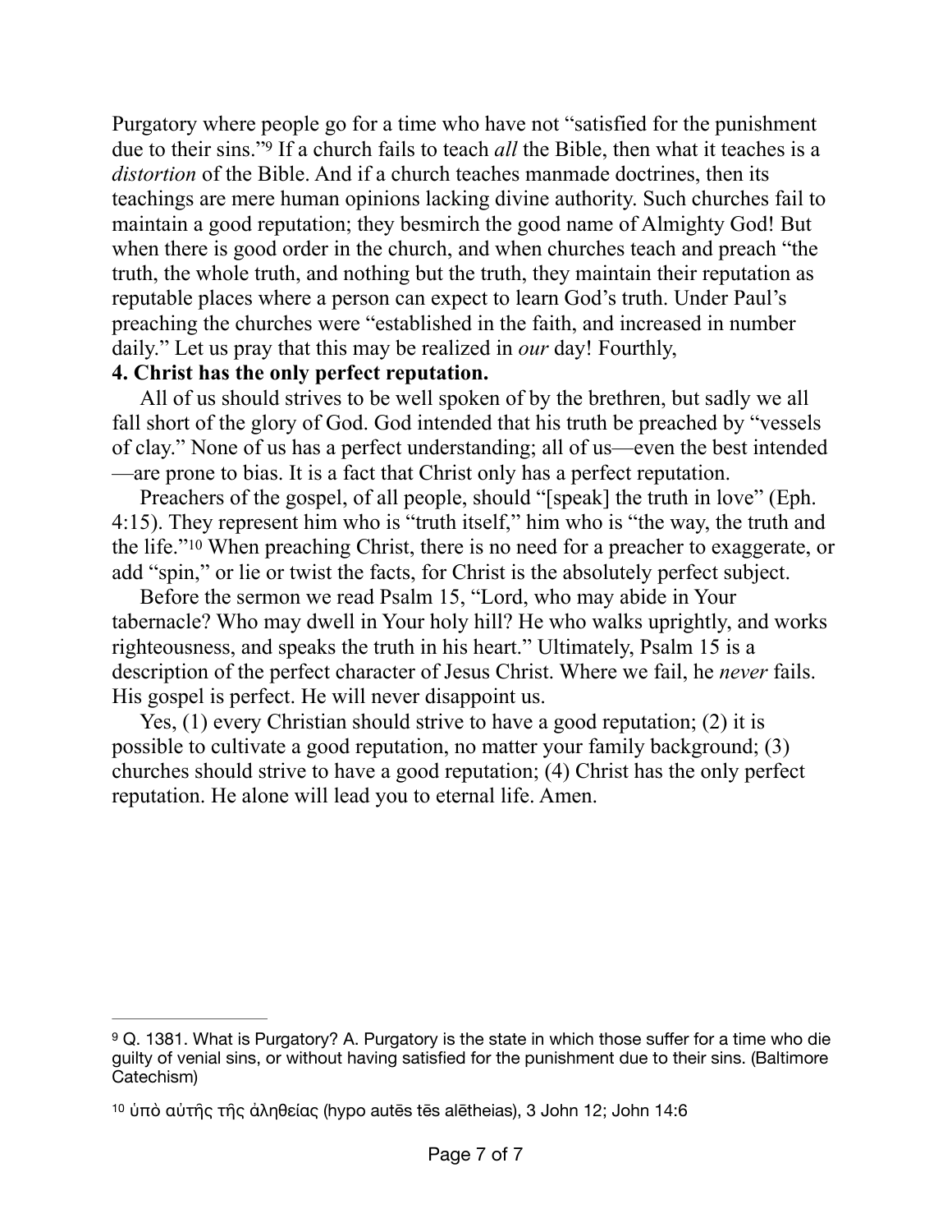Purgatory where people go for a time who have not "satisfied for the punishment due to their sins."[9] If a church fails to teach *all* the Bible, then what it teaches is a *distortion* of the Bible. And if a church teaches manmade doctrines, then its teachings are mere human opinions lacking divine authority. Such churches fail to maintain a good reputation; they besmirch the good name of Almighty God! But when there is good order in the church, and when churches teach and preach "the truth, the whole truth, and nothing but the truth, they maintain their reputation as reputable places where a person can expect to learn God's truth. Under Paul's preaching the churches were "established in the faith, and increased in number daily." Let us pray that this may be realized in *our* day! Fourthly,

**4. Christ has the only perfect reputation.**

All of us should strives to be well spoken of by the brethren, but sadly we all fall short of the glory of God. God intended that his truth be preached by "vessels of clay." None of us has a perfect understanding; all of us—even the best intended—are prone to bias. It is a fact that Christ only has a perfect reputation.

Preachers of the gospel, of all people, should "[speak] the truth in love" (Eph. 4:15). They represent him who is "truth itself," him who is "the way, the truth and the life."[10] When preaching Christ, there is no need for a preacher to exaggerate, or add "spin," or lie or twist the facts, for Christ is the absolutely perfect subject.

Before the sermon we read Psalm 15, "Lord, who may abide in Your tabernacle? Who may dwell in Your holy hill? He who walks uprightly, and works righteousness, and speaks the truth in his heart." Ultimately, Psalm 15 is a description of the perfect character of Jesus Christ. Where we fail, he *never* fails. His gospel is perfect. He will never disappoint us.

Yes, (1) every Christian should strive to have a good reputation; (2) it is possible to cultivate a good reputation, no matter your family background; (3) churches should strive to have a good reputation; (4) Christ has the only perfect reputation. He alone will lead you to eternal life. Amen.

---

[9] Q. 1381. What is Purgatory? A. Purgatory is the state in which those suffer for a time who die guilty of venial sins, or without having satisfied for the punishment due to their sins. (Baltimore Catechism)

[10] ὑπὸ αὐτῆς τῆς ἀληθείας (hypo autēs tēs alētheias), 3 John 12; John 14:6